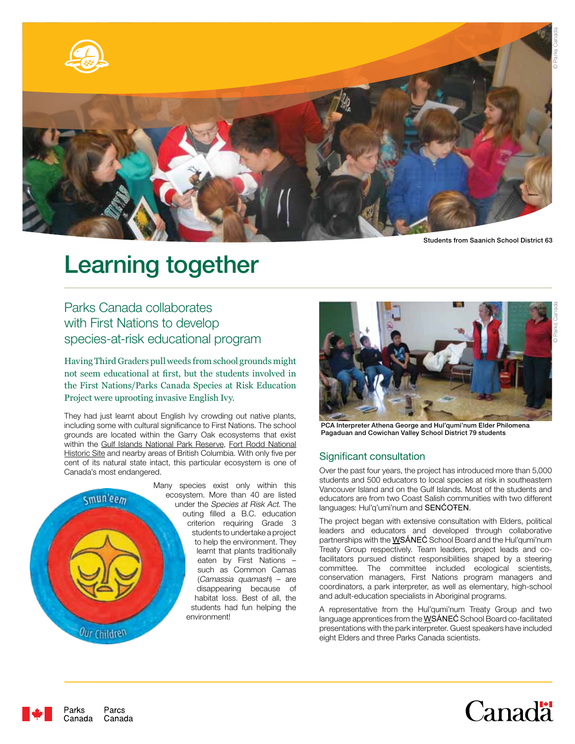Students from Saanich School District 63

# Learning together

## Parks Canada collaborates with First Nations to develop species-at-risk educational program

Having Third Graders pull weeds from school grounds might not seem educational at first, but the students involved in the First Nations/Parks Canada Species at Risk Education Project were uprooting invasive English Ivy.

They had just learnt about English Ivy crowding out native plants, including some with cultural significance to First Nations. The school grounds are located within the Garry Oak ecosystems that exist within the Gulf Islands National Park Reserve, Fort Rodd National Historic Site and nearby areas of British Columbia. With only five per cent of its natural state intact, this particular ecosystem is one of Canada's most endangered.

Smun'eem

Our Children

Many species exist only within this ecosystem. More than 40 are listed under the *Species at Risk Act*. The outing filled a B.C. education criterion requiring Grade 3 students to undertake a project to help the environment. They learnt that plants traditionally eaten by First Nations – such as Common Camas (*Camassia quamash*) – are disappearing because of habitat loss. Best of all, the students had fun helping the environment!

PCA Interpreter Athena George and Hul'qumi'num Elder Philomena Pagaduan and Cowichan Valley School District 79 students

### Significant consultation

Over the past four years, the project has introduced more than 5,000 students and 500 educators to local species at risk in southeastern Vancouver Island and on the Gulf Islands. Most of the students and educators are from two Coast Salish communities with two different languages: Hul'q'umi'num and SENĆOŦEN.

The project began with extensive consultation with Elders, political leaders and educators and developed through collaborative partnerships with the W̱SÁNEĆ School Board and the Hul'qumi'num Treaty Group respectively. Team leaders, project leads and co-facilitators pursued distinct responsibilities shaped by a steering committee. The committee included ecological scientists, conservation managers, First Nations program managers and coordinators, a park interpreter, as well as elementary, high-school and adult-education specialists in Aboriginal programs.

A representative from the Hul'qumi'num Treaty Group and two language apprentices from the W̱SÁNEĆ School Board co-facilitated presentations with the park interpreter. Guest speakers have included eight Elders and three Parks Canada scientists.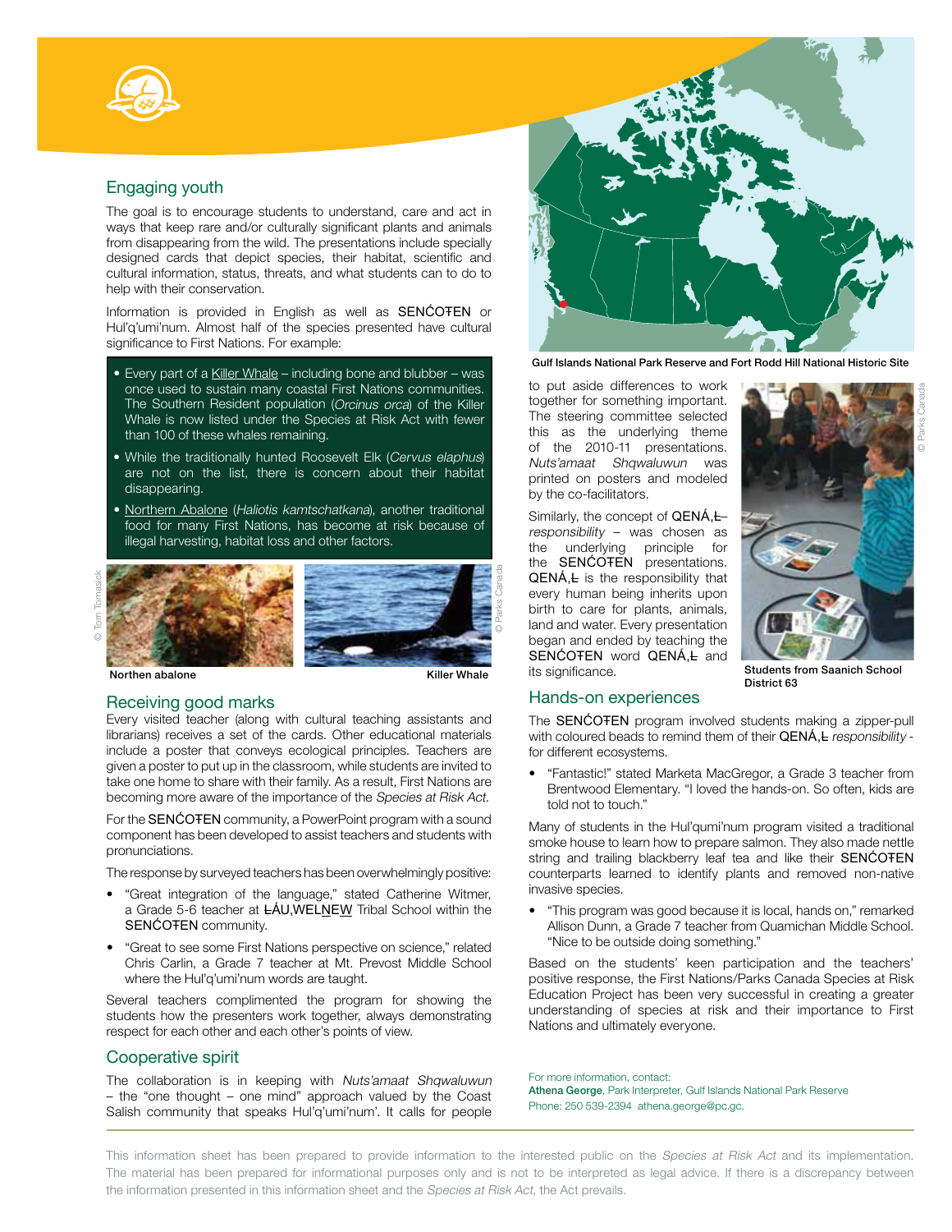## Engaging youth

The goal is to encourage students to understand, care and act in ways that keep rare and/or culturally significant plants and animals from disappearing from the wild. The presentations include specially designed cards that depict species, their habitat, scientific and cultural information, status, threats, and what students can do to help with their conservation.

Information is provided in English as well as SENĆOŦEN or Hul'q'umi'num. Almost half of the species presented have cultural significance to First Nations. For example:

- Every part of a Killer Whale – including bone and blubber – was once used to sustain many coastal First Nations communities. The Southern Resident population (*Orcinus orca*) of the Killer Whale is now listed under the Species at Risk Act with fewer than 100 of these whales remaining.
- While the traditionally hunted Roosevelt Elk (*Cervus elaphus*) are not on the list, there is concern about their habitat disappearing.
- Northern Abalone (*Haliotis kamtschatkana*), another traditional food for many First Nations, has become at risk because of illegal harvesting, habitat loss and other factors.

© Tom Tomasick

Northen abalone

© Parks Canada

Killer Whale

## Receiving good marks

Every visited teacher (along with cultural teaching assistants and librarians) receives a set of the cards. Other educational materials include a poster that conveys ecological principles. Teachers are given a poster to put up in the classroom, while students are invited to take one home to share with their family. As a result, First Nations are becoming more aware of the importance of the *Species at Risk Act.*

For the SENĆOŦEN community, a PowerPoint program with a sound component has been developed to assist teachers and students with pronunciations.

The response by surveyed teachers has been overwhelmingly positive:

- "Great integration of the language," stated Catherine Witmer, a Grade 5-6 teacher at ȽÁU,WELṈEW Tribal School within the SENĆOŦEN community.
- "Great to see some First Nations perspective on science," related Chris Carlin, a Grade 7 teacher at Mt. Prevost Middle School where the Hul'q'umi'num words are taught.

Several teachers complimented the program for showing the students how the presenters work together, always demonstrating respect for each other and each other's points of view.

## Cooperative spirit

The collaboration is in keeping with *Nuts'amaat Shqwaluwun* – the "one thought – one mind" approach valued by the Coast Salish community that speaks Hul'q'umi'num'. It calls for people to put aside differences to work together for something important. The steering committee selected this as the underlying theme of the 2010-11 presentations. *Nuts'amaat Shqwaluwun* was printed on posters and modeled by the co-facilitators.

Gulf Islands National Park Reserve and Fort Rodd Hill National Historic Site

Similarly, the concept of QENÁ,Ƚ– *responsibility* – was chosen as the underlying principle for the SENĆOŦEN presentations. QENÁ,Ƚ is the responsibility that every human being inherits upon birth to care for plants, animals, land and water. Every presentation began and ended by teaching the SENĆOŦEN word QENÁ,Ƚ and its significance.

© Parks Canada

Students from Saanich School District 63

## Hands-on experiences

The SENĆOŦEN program involved students making a zipper-pull with coloured beads to remind them of their QENÁ,Ƚ *responsibility* - for different ecosystems.

- "Fantastic!" stated Marketa MacGregor, a Grade 3 teacher from Brentwood Elementary. "I loved the hands-on. So often, kids are told not to touch."

Many of students in the Hul'qumi'num program visited a traditional smoke house to learn how to prepare salmon. They also made nettle string and trailing blackberry leaf tea and like their SENĆOŦEN counterparts learned to identify plants and removed non-native invasive species.

- "This program was good because it is local, hands on," remarked Allison Dunn, a Grade 7 teacher from Quamichan Middle School. "Nice to be outside doing something."

Based on the students' keen participation and the teachers' positive response, the First Nations/Parks Canada Species at Risk Education Project has been very successful in creating a greater understanding of species at risk and their importance to First Nations and ultimately everyone.

For more information, contact:
**Athena George**, Park Interpreter, Gulf Islands National Park Reserve
Phone: 250 539-2394 athena.george@pc.gc.

This information sheet has been prepared to provide information to the interested public on the *Species at Risk Act* and its implementation. The material has been prepared for informational purposes only and is not to be interpreted as legal advice. If there is a discrepancy between the information presented in this information sheet and the *Species at Risk Act*, the Act prevails.